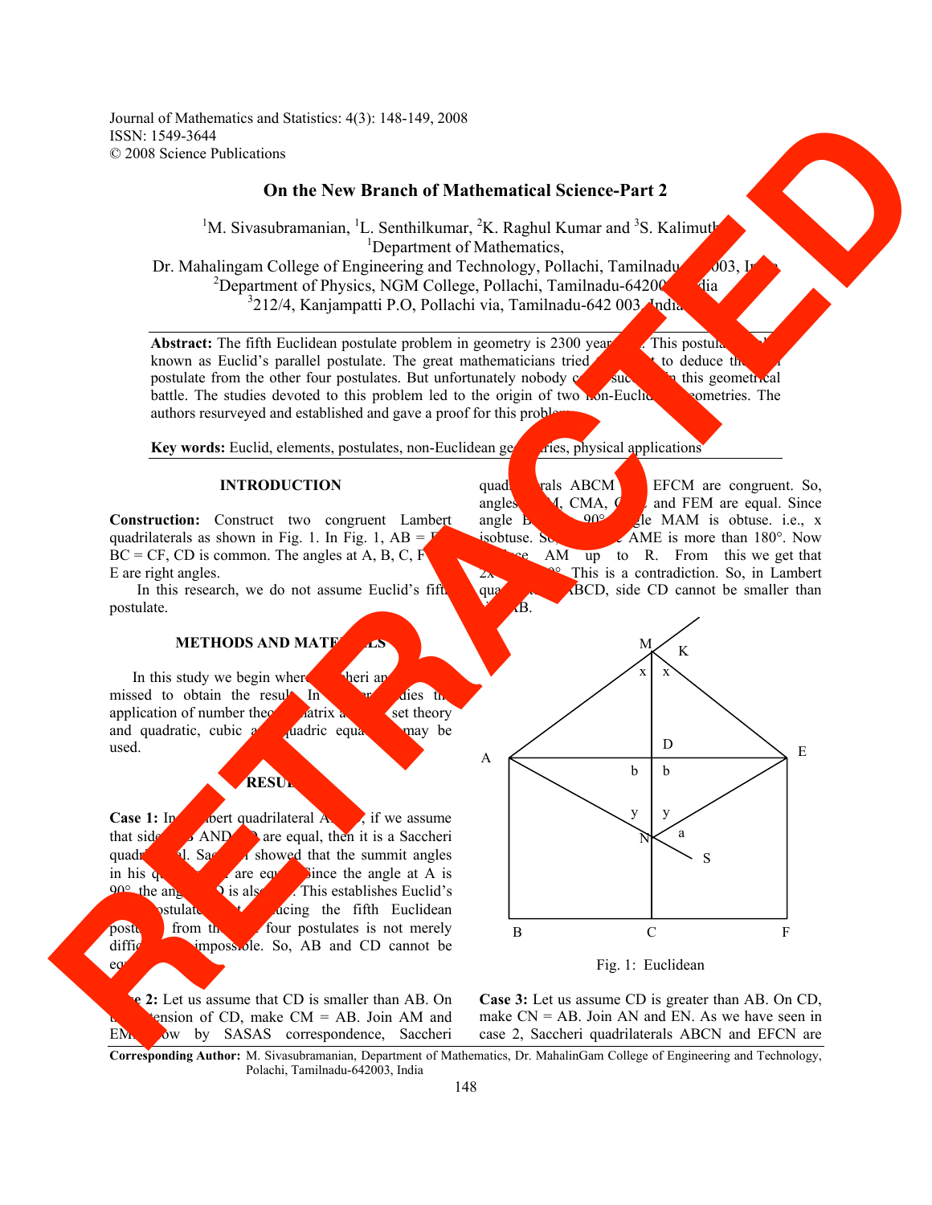# On the New Branch of Mathematical Science-Part 2

[1]M. Sivasubramanian, [1]L. Senthilkumar, [2]K. Raghul Kumar and [3]S. Kalimuth
[1]Department of Mathematics,
Dr. Mahalingam College of Engineering and Technology, Pollachi, Tamilnadu 003, India
[2]Department of Physics, NGM College, Pollachi, Tamilnadu-64200 dia
[3]212/4, Kanjampatti P.O, Pollachi via, Tamilnadu-642 003, India

**Abstract:** The fifth Euclidean postulate problem in geometry is 2300 year This postula known as Euclid's parallel postulate. The great mathematicians tried to deduce th postulate from the other four postulates. But unfortunately nobody c suc in this geometrical battle. The studies devoted to this problem led to the origin of two non-Eucli geometries. The authors resurveyed and established and gave a proof for this problem.

**Key words:** Euclid, elements, postulates, non-Euclidean ge ries, physical applications

## INTRODUCTION

**Construction:** Construct two congruent Lambert quadrilaterals as shown in Fig. 1. In Fig. 1, AB = E BC = CF, CD is common. The angles at A, B, C, F E are right angles.

In this research, we do not assume Euclid's fift postulate.

## METHODS AND MATE LS

In this study we begin where heri an missed to obtain the resul In dies th application of number theo matrix a set theory and quadratic, cubic a quadric equa may be used.

## RESU

**Case 1:** In bert quadrilateral A , if we assume that side AND are equal, then it is a Saccheri quadri l. Sac i showed that the summit angles in his q are equ Since the angle at A is 90° the ang D is als . This establishes Euclid's ostulate ucing the fifth Euclidean postu from th four postulates is not merely diffic impossible. So, AB and CD cannot be eq

**e 2:** Let us assume that CD is smaller than AB. On t ension of CD, make CM = AB. Join AM and EM ow by SASAS correspondence, Saccheri quad rals ABCM EFCM are congruent. So, angles M, CMA, C and FEM are equal. Since angle B 90° gle MAM is obtuse. i.e., x isobtuse. So, AME is more than 180°. Now AM up to R. From this we get that 2x °. This is a contradiction. So, in Lambert qua ABCD, side CD cannot be smaller than AB.

Fig. 1: Euclidean

**Case 3:** Let us assume CD is greater than AB. On CD, make CN = AB. Join AN and EN. As we have seen in case 2, Saccheri quadrilaterals ABCN and EFCN are

**Corresponding Author:** M. Sivasubramanian, Department of Mathematics, Dr. MahalinGam College of Engineering and Technology, Polachi, Tamilnadu-642003, India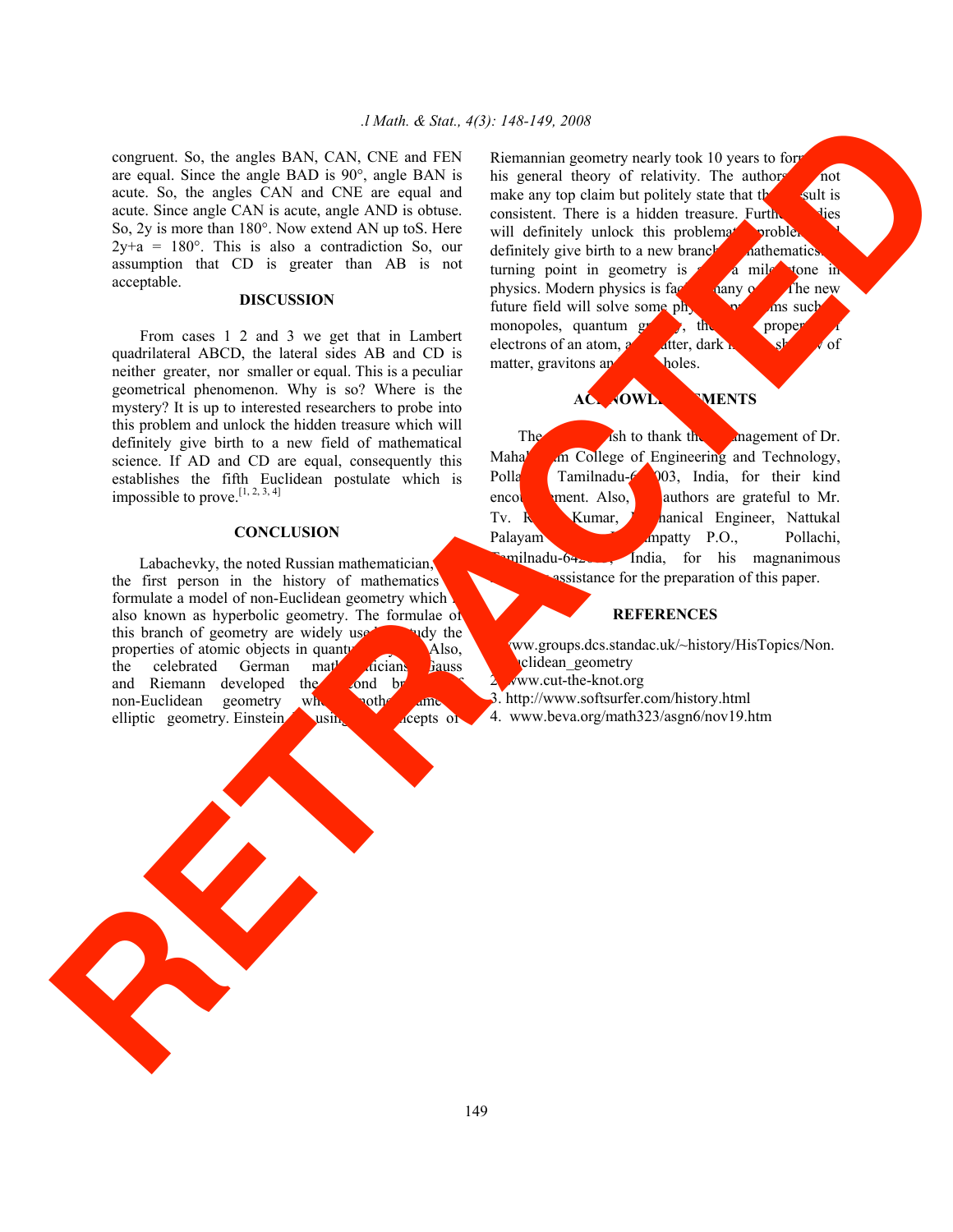congruent. So, the angles BAN, CAN, CNE and FEN are equal. Since the angle BAD is 90°, angle BAN is acute. So, the angles CAN and CNE are equal and acute. Since angle CAN is acute, angle AND is obtuse. So, 2y is more than 180°. Now extend AN up toS. Here 2y+a = 180°. This is also a contradiction So, our assumption that CD is greater than AB is not acceptable.

## DISCUSSION

From cases 1 2 and 3 we get that in Lambert quadrilateral ABCD, the lateral sides AB and CD is neither greater, nor smaller or equal. This is a peculiar geometrical phenomenon. Why is so? Where is the mystery? It is up to interested researchers to probe into this problem and unlock the hidden treasure which will definitely give birth to a new field of mathematical science. If AD and CD are equal, consequently this establishes the fifth Euclidean postulate which is impossible to prove.[1, 2, 3, 4]

## CONCLUSION

Labachevky, the noted Russian mathematician, the first person in the history of mathematics formulate a model of non-Euclidean geometry which also known as hyperbolic geometry. The formulae of this branch of geometry are widely used study the properties of atomic objects in quantu Also, the celebrated German mat ticians Gauss and Riemann developed the ond br non-Euclidean geometry wh othe ame elliptic geometry. Einstein using cepts of Riemannian geometry nearly took 10 years to for his general theory of relativity. The authors not make any top claim but politely state that th sult is consistent. There is a hidden treasure. Furth dies will definitely unlock this problemat proble definitely give birth to a new branch athematics turning point in geometry is a mile tone in physics. Modern physics is fa any o The new future field will solve some ph ms such monopoles, quantum g , th proper electrons of an atom, atter, dark s of matter, gravitons an holes.

## ACKNOWLE MENTS

The ish to thank th anagement of Dr. Mahal m College of Engineering and Technology, Polla Tamilnadu-6 003, India, for their kind encou ment. Also, authors are grateful to Mr. Tv. R Kumar, hanical Engineer, Nattukal Palayam mpatty P.O., Pollachi, Tamilnadu-64 India, for his magnanimous assistance for the preparation of this paper.

## REFERENCES

1. www.groups.dcs.standac.uk/~history/HisTopics/Non. Euclidean_geometry
2. www.cut-the-knot.org
3. http://www.softsurfer.com/history.html
4. www.beva.org/math323/asgn6/nov19.htm